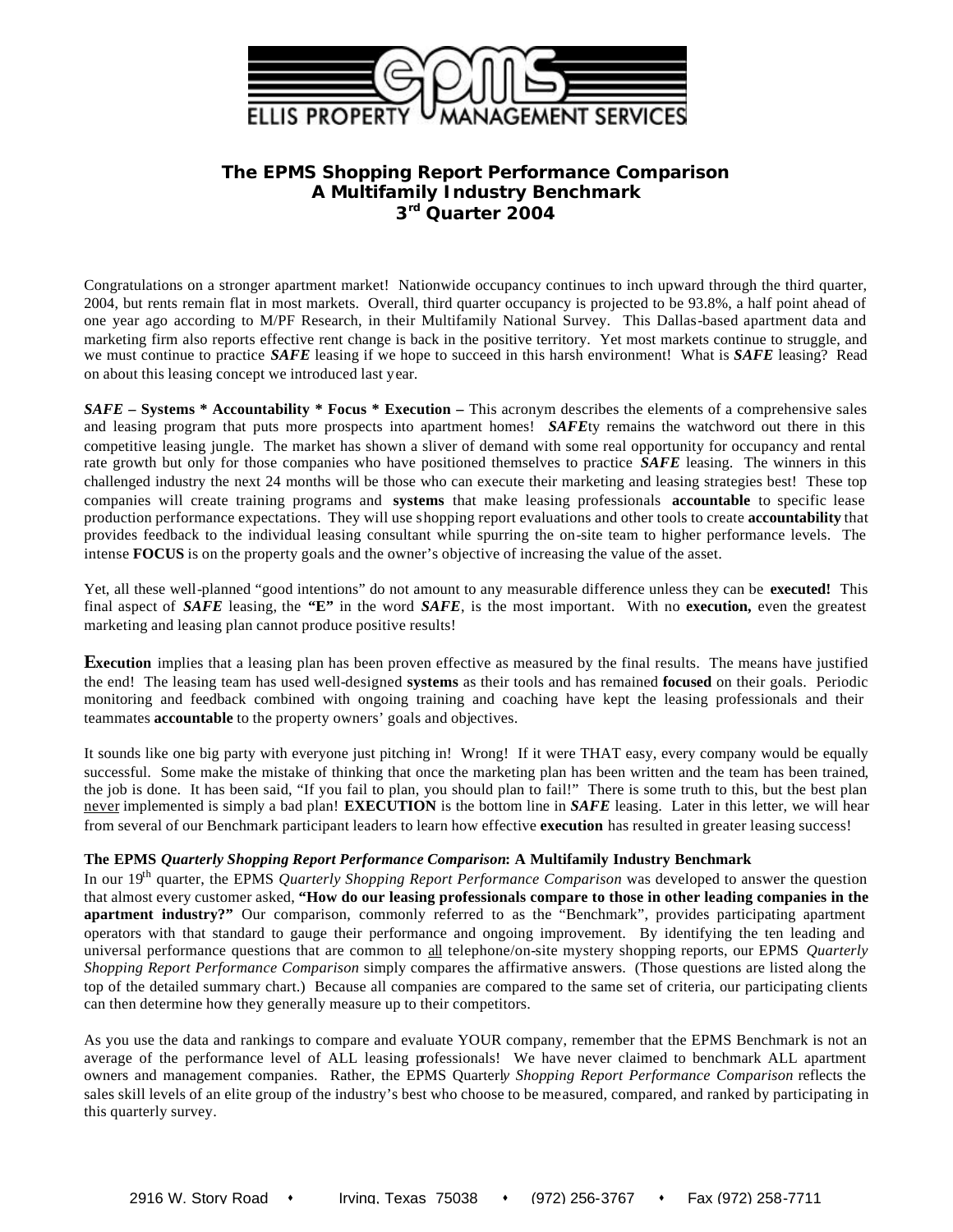ELLIS PROPERTY MANAGEMENT SERVICES

# The EPMS Shopping Report Performance Comparison
## A Multifamily Industry Benchmark
## 3rd Quarter 2004

Congratulations on a stronger apartment market! Nationwide occupancy continues to inch upward through the third quarter, 2004, but rents remain flat in most markets. Overall, third quarter occupancy is projected to be 93.8%, a half point ahead of one year ago according to M/PF Research, in their Multifamily National Survey. This Dallas-based apartment data and marketing firm also reports effective rent change is back in the positive territory. Yet most markets continue to struggle, and we must continue to practice ***SAFE*** leasing if we hope to succeed in this harsh environment! What is ***SAFE*** leasing? Read on about this leasing concept we introduced last year.

***SAFE* – Systems * Accountability * Focus * Execution –** This acronym describes the elements of a comprehensive sales and leasing program that puts more prospects into apartment homes! ***SAFE***ty remains the watchword out there in this competitive leasing jungle. The market has shown a sliver of demand with some real opportunity for occupancy and rental rate growth but only for those companies who have positioned themselves to practice ***SAFE*** leasing. The winners in this challenged industry the next 24 months will be those who can execute their marketing and leasing strategies best! These top companies will create training programs and **systems** that make leasing professionals **accountable** to specific lease production performance expectations. They will use shopping report evaluations and other tools to create **accountability** that provides feedback to the individual leasing consultant while spurring the on-site team to higher performance levels. The intense **FOCUS** is on the property goals and the owner's objective of increasing the value of the asset.

Yet, all these well-planned "good intentions" do not amount to any measurable difference unless they can be **executed!** This final aspect of ***SAFE*** leasing, the **"E"** in the word ***SAFE***, is the most important. With no **execution,** even the greatest marketing and leasing plan cannot produce positive results!

**Execution** implies that a leasing plan has been proven effective as measured by the final results. The means have justified the end! The leasing team has used well-designed **systems** as their tools and has remained **focused** on their goals. Periodic monitoring and feedback combined with ongoing training and coaching have kept the leasing professionals and their teammates **accountable** to the property owners' goals and objectives.

It sounds like one big party with everyone just pitching in! Wrong! If it were THAT easy, every company would be equally successful. Some make the mistake of thinking that once the marketing plan has been written and the team has been trained, the job is done. It has been said, "If you fail to plan, you should plan to fail!" There is some truth to this, but the best plan never implemented is simply a bad plan! **EXECUTION** is the bottom line in ***SAFE*** leasing. Later in this letter, we will hear from several of our Benchmark participant leaders to learn how effective **execution** has resulted in greater leasing success!

**The EPMS *Quarterly Shopping Report Performance Comparison*: A Multifamily Industry Benchmark**

In our 19th quarter, the EPMS *Quarterly Shopping Report Performance Comparison* was developed to answer the question that almost every customer asked, **"How do our leasing professionals compare to those in other leading companies in the apartment industry?"** Our comparison, commonly referred to as the "Benchmark", provides participating apartment operators with that standard to gauge their performance and ongoing improvement. By identifying the ten leading and universal performance questions that are common to all telephone/on-site mystery shopping reports, our EPMS *Quarterly Shopping Report Performance Comparison* simply compares the affirmative answers. (Those questions are listed along the top of the detailed summary chart.) Because all companies are compared to the same set of criteria, our participating clients can then determine how they generally measure up to their competitors.

As you use the data and rankings to compare and evaluate YOUR company, remember that the EPMS Benchmark is not an average of the performance level of ALL leasing professionals! We have never claimed to benchmark ALL apartment owners and management companies. Rather, the EPMS Quarterl*y Shopping Report Performance Comparison* reflects the sales skill levels of an elite group of the industry's best who choose to be measured, compared, and ranked by participating in this quarterly survey.

2916 W. Story Road • Irving, Texas 75038 • (972) 256-3767 • Fax (972) 258-7711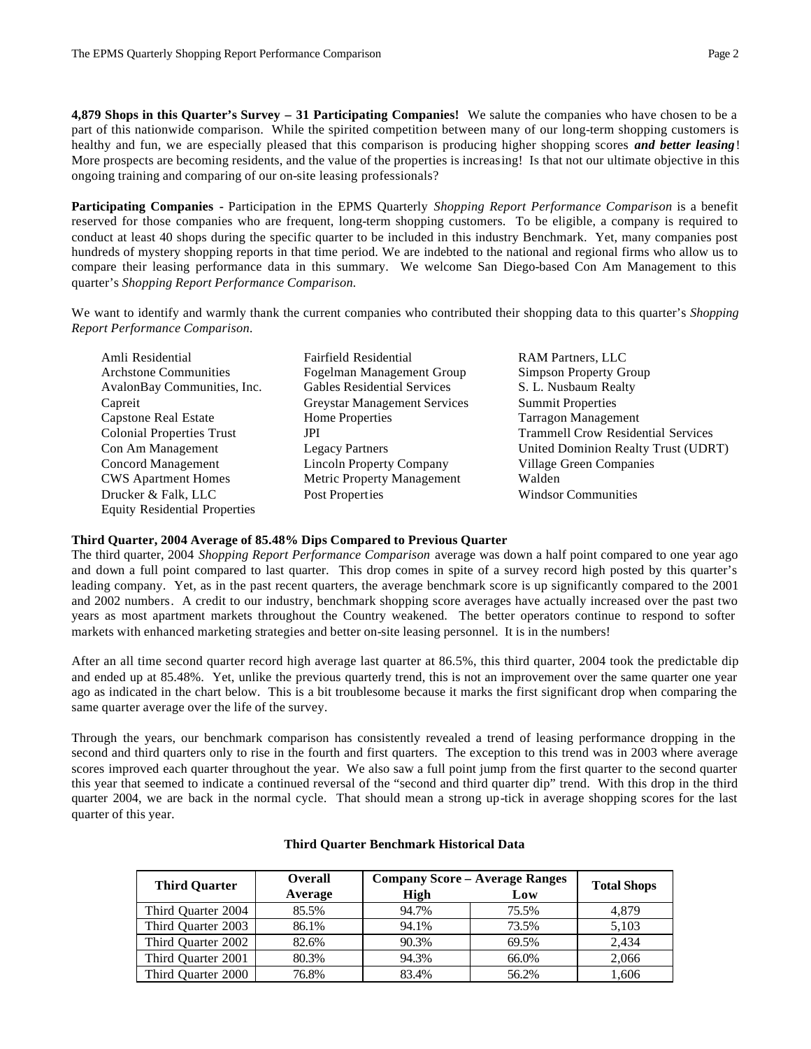**4,879 Shops in this Quarter's Survey – 31 Participating Companies!** We salute the companies who have chosen to be a part of this nationwide comparison. While the spirited competition between many of our long-term shopping customers is healthy and fun, we are especially pleased that this comparison is producing higher shopping scores ***and better leasing***! More prospects are becoming residents, and the value of the properties is increasing! Is that not our ultimate objective in this ongoing training and comparing of our on-site leasing professionals?

**Participating Companies** - Participation in the EPMS Quarterly *Shopping Report Performance Comparison* is a benefit reserved for those companies who are frequent, long-term shopping customers. To be eligible, a company is required to conduct at least 40 shops during the specific quarter to be included in this industry Benchmark. Yet, many companies post hundreds of mystery shopping reports in that time period. We are indebted to the national and regional firms who allow us to compare their leasing performance data in this summary. We welcome San Diego-based Con Am Management to this quarter's *Shopping Report Performance Comparison.*

We want to identify and warmly thank the current companies who contributed their shopping data to this quarter's *Shopping Report Performance Comparison.*

- Amli Residential
- Archstone Communities
- AvalonBay Communities, Inc.
- Capreit
- Capstone Real Estate
- Colonial Properties Trust
- Con Am Management
- Concord Management
- CWS Apartment Homes
- Drucker & Falk, LLC
- Equity Residential Properties
- Fairfield Residential
- Fogelman Management Group
- Gables Residential Services
- Greystar Management Services
- Home Properties
- JPI
- Legacy Partners
- Lincoln Property Company
- Metric Property Management
- Post Properties
- RAM Partners, LLC
- Simpson Property Group
- S. L. Nusbaum Realty
- Summit Properties
- Tarragon Management
- Trammell Crow Residential Services
- United Dominion Realty Trust (UDRT)
- Village Green Companies
- Walden
- Windsor Communities

**Third Quarter, 2004 Average of 85.48% Dips Compared to Previous Quarter**

The third quarter, 2004 *Shopping Report Performance Comparison* average was down a half point compared to one year ago and down a full point compared to last quarter. This drop comes in spite of a survey record high posted by this quarter's leading company. Yet, as in the past recent quarters, the average benchmark score is up significantly compared to the 2001 and 2002 numbers. A credit to our industry, benchmark shopping score averages have actually increased over the past two years as most apartment markets throughout the Country weakened. The better operators continue to respond to softer markets with enhanced marketing strategies and better on-site leasing personnel. It is in the numbers!

After an all time second quarter record high average last quarter at 86.5%, this third quarter, 2004 took the predictable dip and ended up at 85.48%. Yet, unlike the previous quarterly trend, this is not an improvement over the same quarter one year ago as indicated in the chart below. This is a bit troublesome because it marks the first significant drop when comparing the same quarter average over the life of the survey.

Through the years, our benchmark comparison has consistently revealed a trend of leasing performance dropping in the second and third quarters only to rise in the fourth and first quarters. The exception to this trend was in 2003 where average scores improved each quarter throughout the year. We also saw a full point jump from the first quarter to the second quarter this year that seemed to indicate a continued reversal of the "second and third quarter dip" trend. With this drop in the third quarter 2004, we are back in the normal cycle. That should mean a strong up-tick in average shopping scores for the last quarter of this year.

**Third Quarter Benchmark Historical Data**

| Third Quarter | Overall Average | Company Score – Average Ranges High | Low | Total Shops |
|---|---|---|---|---|
| Third Quarter 2004 | 85.5% | 94.7% | 75.5% | 4,879 |
| Third Quarter 2003 | 86.1% | 94.1% | 73.5% | 5,103 |
| Third Quarter 2002 | 82.6% | 90.3% | 69.5% | 2,434 |
| Third Quarter 2001 | 80.3% | 94.3% | 66.0% | 2,066 |
| Third Quarter 2000 | 76.8% | 83.4% | 56.2% | 1,606 |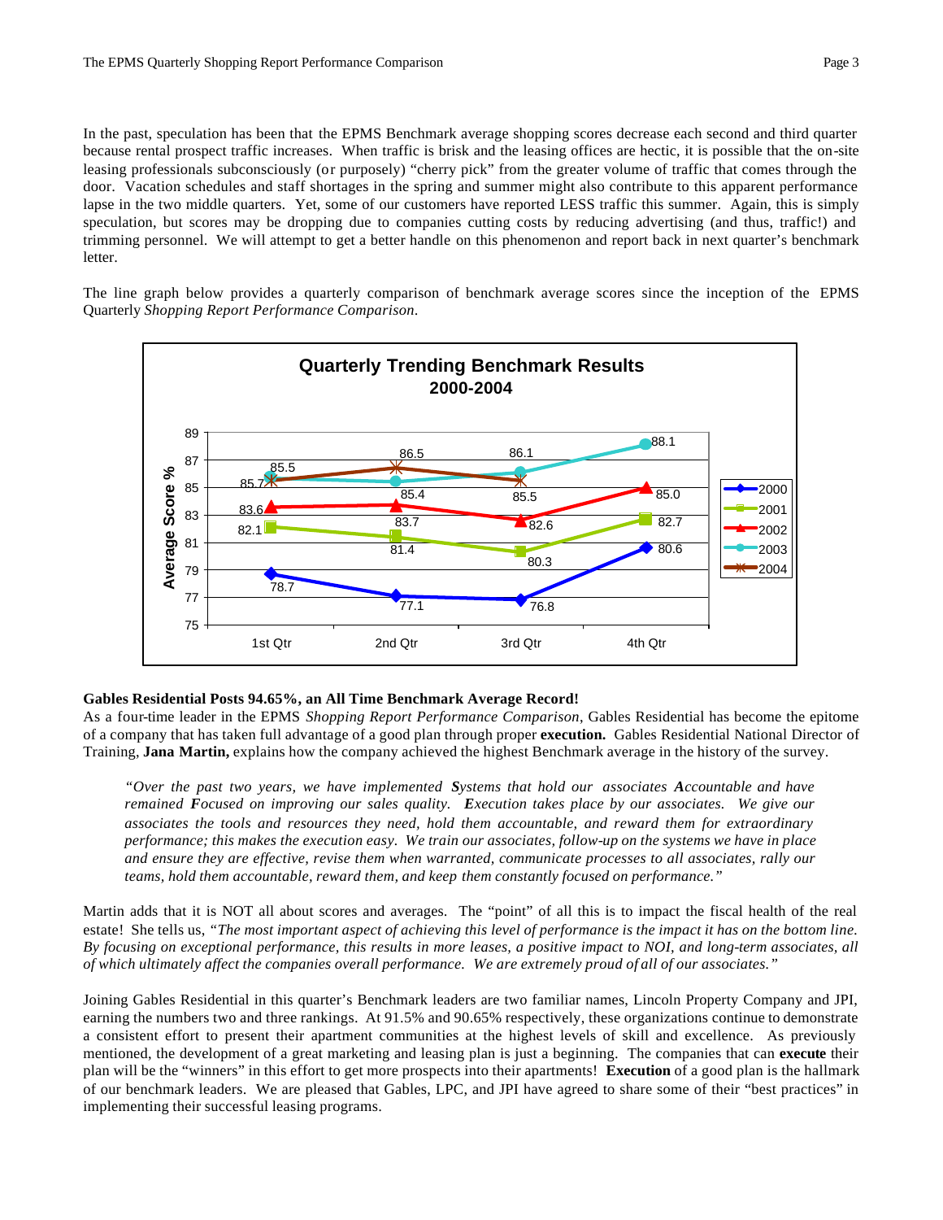In the past, speculation has been that the EPMS Benchmark average shopping scores decrease each second and third quarter because rental prospect traffic increases. When traffic is brisk and the leasing offices are hectic, it is possible that the on-site leasing professionals subconsciously (or purposely) "cherry pick" from the greater volume of traffic that comes through the door. Vacation schedules and staff shortages in the spring and summer might also contribute to this apparent performance lapse in the two middle quarters. Yet, some of our customers have reported LESS traffic this summer. Again, this is simply speculation, but scores may be dropping due to companies cutting costs by reducing advertising (and thus, traffic!) and trimming personnel. We will attempt to get a better handle on this phenomenon and report back in next quarter's benchmark letter.

The line graph below provides a quarterly comparison of benchmark average scores since the inception of the EPMS Quarterly *Shopping Report Performance Comparison*.

**Quarterly Trending Benchmark Results 2000-2004**

Average Score %

| Year | 1st Qtr | 2nd Qtr | 3rd Qtr | 4th Qtr |
|---|---|---|---|---|
| 2000 | 78.7 | 77.1 | 76.8 | 80.6 |
| 2001 | 82.1 | 81.4 | 80.3 | 82.7 |
| 2002 | 83.6 | 83.7 | 82.6 | 85.0 |
| 2003 | 85.7 | 85.4 | 86.1 | 88.1 |
| 2004 | 85.5 | 86.5 | 85.5 | |

**Gables Residential Posts 94.65%, an All Time Benchmark Average Record!**

As a four-time leader in the EPMS *Shopping Report Performance Comparison*, Gables Residential has become the epitome of a company that has taken full advantage of a good plan through proper **execution.** Gables Residential National Director of Training, **Jana Martin,** explains how the company achieved the highest Benchmark average in the history of the survey.

> *"Over the past two years, we have implemented **S**ystems that hold our associates **A**ccountable and have remained **F**ocused on improving our sales quality. **E**xecution takes place by our associates. We give our associates the tools and resources they need, hold them accountable, and reward them for extraordinary performance; this makes the execution easy. We train our associates, follow-up on the systems we have in place and ensure they are effective, revise them when warranted, communicate processes to all associates, rally our teams, hold them accountable, reward them, and keep them constantly focused on performance."*

Martin adds that it is NOT all about scores and averages. The "point" of all this is to impact the fiscal health of the real estate! She tells us, *"The most important aspect of achieving this level of performance is the impact it has on the bottom line. By focusing on exceptional performance, this results in more leases, a positive impact to NOI, and long-term associates, all of which ultimately affect the companies overall performance. We are extremely proud of all of our associates."*

Joining Gables Residential in this quarter's Benchmark leaders are two familiar names, Lincoln Property Company and JPI, earning the numbers two and three rankings. At 91.5% and 90.65% respectively, these organizations continue to demonstrate a consistent effort to present their apartment communities at the highest levels of skill and excellence. As previously mentioned, the development of a great marketing and leasing plan is just a beginning. The companies that can **execute** their plan will be the "winners" in this effort to get more prospects into their apartments! **Execution** of a good plan is the hallmark of our benchmark leaders. We are pleased that Gables, LPC, and JPI have agreed to share some of their "best practices" in implementing their successful leasing programs.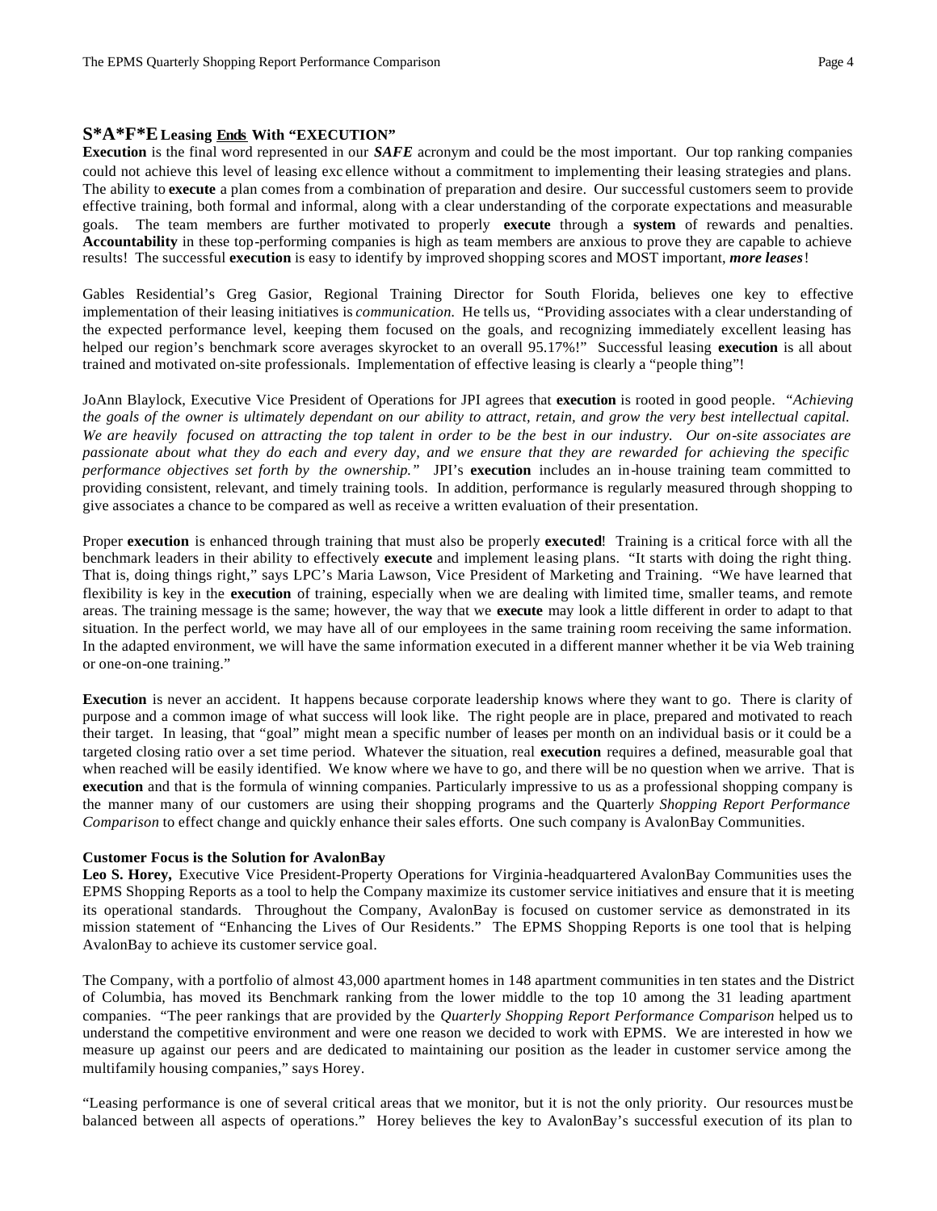## S*A*F*E Leasing Ends With "EXECUTION"

**Execution** is the final word represented in our ***SAFE*** acronym and could be the most important. Our top ranking companies could not achieve this level of leasing excellence without a commitment to implementing their leasing strategies and plans. The ability to **execute** a plan comes from a combination of preparation and desire. Our successful customers seem to provide effective training, both formal and informal, along with a clear understanding of the corporate expectations and measurable goals. The team members are further motivated to properly **execute** through a **system** of rewards and penalties. **Accountability** in these top-performing companies is high as team members are anxious to prove they are capable to achieve results! The successful **execution** is easy to identify by improved shopping scores and MOST important, ***more leases***!

Gables Residential's Greg Gasior, Regional Training Director for South Florida, believes one key to effective implementation of their leasing initiatives is *communication.* He tells us, "Providing associates with a clear understanding of the expected performance level, keeping them focused on the goals, and recognizing immediately excellent leasing has helped our region's benchmark score averages skyrocket to an overall 95.17%!" Successful leasing **execution** is all about trained and motivated on-site professionals. Implementation of effective leasing is clearly a "people thing"!

JoAnn Blaylock, Executive Vice President of Operations for JPI agrees that **execution** is rooted in good people. *"Achieving the goals of the owner is ultimately dependant on our ability to attract, retain, and grow the very best intellectual capital. We are heavily focused on attracting the top talent in order to be the best in our industry. Our on-site associates are passionate about what they do each and every day, and we ensure that they are rewarded for achieving the specific performance objectives set forth by the ownership."* JPI's **execution** includes an in-house training team committed to providing consistent, relevant, and timely training tools. In addition, performance is regularly measured through shopping to give associates a chance to be compared as well as receive a written evaluation of their presentation.

Proper **execution** is enhanced through training that must also be properly **executed**! Training is a critical force with all the benchmark leaders in their ability to effectively **execute** and implement leasing plans. "It starts with doing the right thing. That is, doing things right," says LPC's Maria Lawson, Vice President of Marketing and Training. "We have learned that flexibility is key in the **execution** of training, especially when we are dealing with limited time, smaller teams, and remote areas. The training message is the same; however, the way that we **execute** may look a little different in order to adapt to that situation. In the perfect world, we may have all of our employees in the same training room receiving the same information. In the adapted environment, we will have the same information executed in a different manner whether it be via Web training or one-on-one training."

**Execution** is never an accident. It happens because corporate leadership knows where they want to go. There is clarity of purpose and a common image of what success will look like. The right people are in place, prepared and motivated to reach their target. In leasing, that "goal" might mean a specific number of leases per month on an individual basis or it could be a targeted closing ratio over a set time period. Whatever the situation, real **execution** requires a defined, measurable goal that when reached will be easily identified. We know where we have to go, and there will be no question when we arrive. That is **execution** and that is the formula of winning companies. Particularly impressive to us as a professional shopping company is the manner many of our customers are using their shopping programs and the Quarterl*y Shopping Report Performance Comparison* to effect change and quickly enhance their sales efforts. One such company is AvalonBay Communities.

### Customer Focus is the Solution for AvalonBay

**Leo S. Horey,** Executive Vice President-Property Operations for Virginia-headquartered AvalonBay Communities uses the EPMS Shopping Reports as a tool to help the Company maximize its customer service initiatives and ensure that it is meeting its operational standards. Throughout the Company, AvalonBay is focused on customer service as demonstrated in its mission statement of "Enhancing the Lives of Our Residents." The EPMS Shopping Reports is one tool that is helping AvalonBay to achieve its customer service goal.

The Company, with a portfolio of almost 43,000 apartment homes in 148 apartment communities in ten states and the District of Columbia, has moved its Benchmark ranking from the lower middle to the top 10 among the 31 leading apartment companies. "The peer rankings that are provided by the *Quarterly Shopping Report Performance Comparison* helped us to understand the competitive environment and were one reason we decided to work with EPMS. We are interested in how we measure up against our peers and are dedicated to maintaining our position as the leader in customer service among the multifamily housing companies," says Horey.

"Leasing performance is one of several critical areas that we monitor, but it is not the only priority. Our resources must be balanced between all aspects of operations." Horey believes the key to AvalonBay's successful execution of its plan to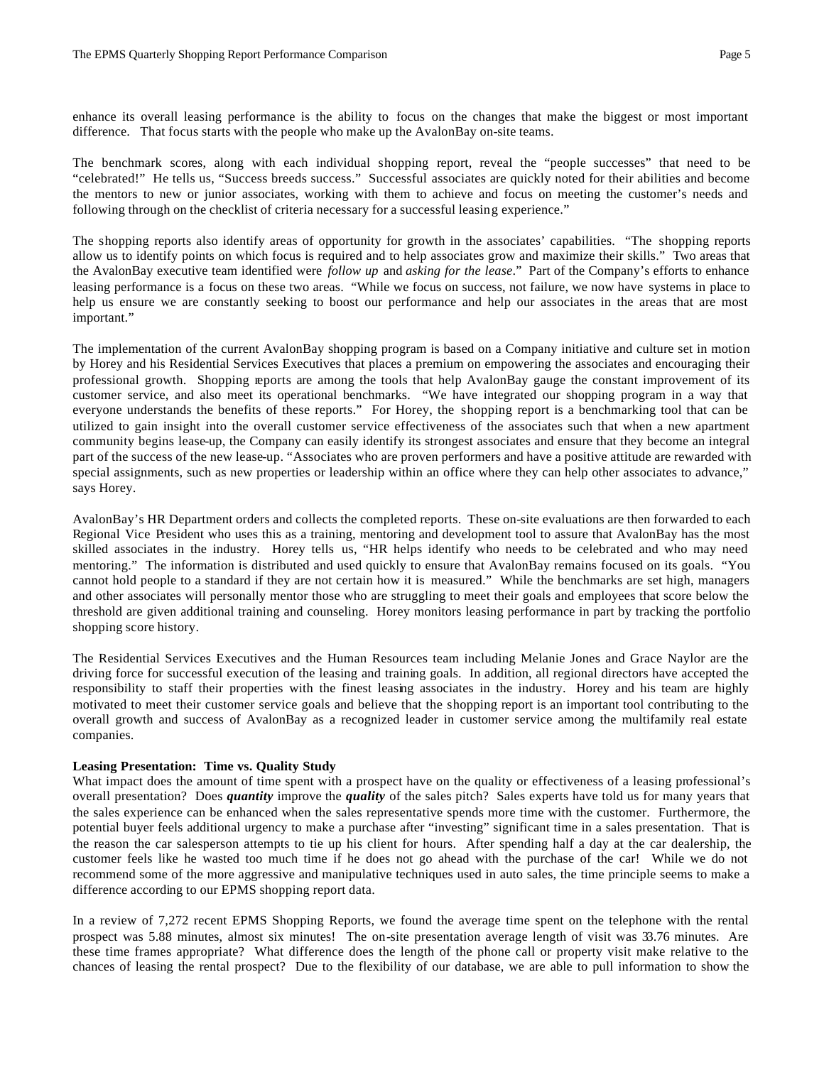enhance its overall leasing performance is the ability to focus on the changes that make the biggest or most important difference. That focus starts with the people who make up the AvalonBay on-site teams.

The benchmark scores, along with each individual shopping report, reveal the "people successes" that need to be "celebrated!" He tells us, "Success breeds success." Successful associates are quickly noted for their abilities and become the mentors to new or junior associates, working with them to achieve and focus on meeting the customer's needs and following through on the checklist of criteria necessary for a successful leasing experience."

The shopping reports also identify areas of opportunity for growth in the associates' capabilities. "The shopping reports allow us to identify points on which focus is required and to help associates grow and maximize their skills." Two areas that the AvalonBay executive team identified were *follow up* and *asking for the lease*." Part of the Company's efforts to enhance leasing performance is a focus on these two areas. "While we focus on success, not failure, we now have systems in place to help us ensure we are constantly seeking to boost our performance and help our associates in the areas that are most important."

The implementation of the current AvalonBay shopping program is based on a Company initiative and culture set in motion by Horey and his Residential Services Executives that places a premium on empowering the associates and encouraging their professional growth. Shopping reports are among the tools that help AvalonBay gauge the constant improvement of its customer service, and also meet its operational benchmarks. "We have integrated our shopping program in a way that everyone understands the benefits of these reports." For Horey, the shopping report is a benchmarking tool that can be utilized to gain insight into the overall customer service effectiveness of the associates such that when a new apartment community begins lease-up, the Company can easily identify its strongest associates and ensure that they become an integral part of the success of the new lease-up. "Associates who are proven performers and have a positive attitude are rewarded with special assignments, such as new properties or leadership within an office where they can help other associates to advance," says Horey.

AvalonBay's HR Department orders and collects the completed reports. These on-site evaluations are then forwarded to each Regional Vice President who uses this as a training, mentoring and development tool to assure that AvalonBay has the most skilled associates in the industry. Horey tells us, "HR helps identify who needs to be celebrated and who may need mentoring." The information is distributed and used quickly to ensure that AvalonBay remains focused on its goals. "You cannot hold people to a standard if they are not certain how it is measured." While the benchmarks are set high, managers and other associates will personally mentor those who are struggling to meet their goals and employees that score below the threshold are given additional training and counseling. Horey monitors leasing performance in part by tracking the portfolio shopping score history.

The Residential Services Executives and the Human Resources team including Melanie Jones and Grace Naylor are the driving force for successful execution of the leasing and training goals. In addition, all regional directors have accepted the responsibility to staff their properties with the finest leasing associates in the industry. Horey and his team are highly motivated to meet their customer service goals and believe that the shopping report is an important tool contributing to the overall growth and success of AvalonBay as a recognized leader in customer service among the multifamily real estate companies.

**Leasing Presentation: Time vs. Quality Study**

What impact does the amount of time spent with a prospect have on the quality or effectiveness of a leasing professional's overall presentation? Does ***quantity*** improve the ***quality*** of the sales pitch? Sales experts have told us for many years that the sales experience can be enhanced when the sales representative spends more time with the customer. Furthermore, the potential buyer feels additional urgency to make a purchase after "investing" significant time in a sales presentation. That is the reason the car salesperson attempts to tie up his client for hours. After spending half a day at the car dealership, the customer feels like he wasted too much time if he does not go ahead with the purchase of the car! While we do not recommend some of the more aggressive and manipulative techniques used in auto sales, the time principle seems to make a difference according to our EPMS shopping report data.

In a review of 7,272 recent EPMS Shopping Reports, we found the average time spent on the telephone with the rental prospect was 5.88 minutes, almost six minutes! The on-site presentation average length of visit was 33.76 minutes. Are these time frames appropriate? What difference does the length of the phone call or property visit make relative to the chances of leasing the rental prospect? Due to the flexibility of our database, we are able to pull information to show the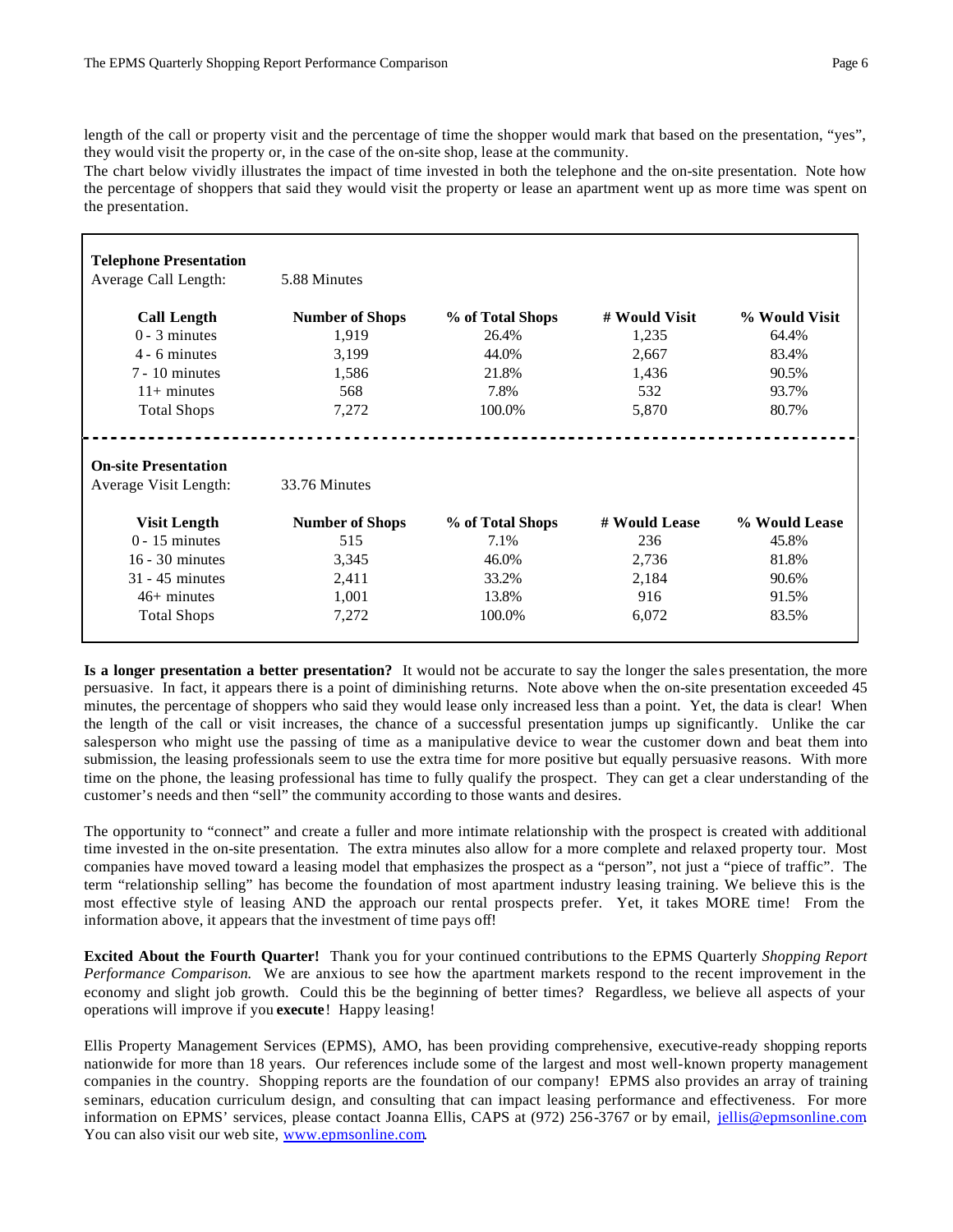length of the call or property visit and the percentage of time the shopper would mark that based on the presentation, "yes", they would visit the property or, in the case of the on-site shop, lease at the community.

The chart below vividly illustrates the impact of time invested in both the telephone and the on-site presentation. Note how the percentage of shoppers that said they would visit the property or lease an apartment went up as more time was spent on the presentation.

**Telephone Presentation**

Average Call Length: 5.88 Minutes

| Call Length | Number of Shops | % of Total Shops | # Would Visit | % Would Visit |
|---|---|---|---|---|
| 0 - 3 minutes | 1,919 | 26.4% | 1,235 | 64.4% |
| 4 - 6 minutes | 3,199 | 44.0% | 2,667 | 83.4% |
| 7 - 10 minutes | 1,586 | 21.8% | 1,436 | 90.5% |
| 11+ minutes | 568 | 7.8% | 532 | 93.7% |
| Total Shops | 7,272 | 100.0% | 5,870 | 80.7% |

**On-site Presentation**

Average Visit Length: 33.76 Minutes

| Visit Length | Number of Shops | % of Total Shops | # Would Lease | % Would Lease |
|---|---|---|---|---|
| 0 - 15 minutes | 515 | 7.1% | 236 | 45.8% |
| 16 - 30 minutes | 3,345 | 46.0% | 2,736 | 81.8% |
| 31 - 45 minutes | 2,411 | 33.2% | 2,184 | 90.6% |
| 46+ minutes | 1,001 | 13.8% | 916 | 91.5% |
| Total Shops | 7,272 | 100.0% | 6,072 | 83.5% |

**Is a longer presentation a better presentation?** It would not be accurate to say the longer the sales presentation, the more persuasive. In fact, it appears there is a point of diminishing returns. Note above when the on-site presentation exceeded 45 minutes, the percentage of shoppers who said they would lease only increased less than a point. Yet, the data is clear! When the length of the call or visit increases, the chance of a successful presentation jumps up significantly. Unlike the car salesperson who might use the passing of time as a manipulative device to wear the customer down and beat them into submission, the leasing professionals seem to use the extra time for more positive but equally persuasive reasons. With more time on the phone, the leasing professional has time to fully qualify the prospect. They can get a clear understanding of the customer's needs and then "sell" the community according to those wants and desires.

The opportunity to "connect" and create a fuller and more intimate relationship with the prospect is created with additional time invested in the on-site presentation. The extra minutes also allow for a more complete and relaxed property tour. Most companies have moved toward a leasing model that emphasizes the prospect as a "person", not just a "piece of traffic". The term "relationship selling" has become the foundation of most apartment industry leasing training. We believe this is the most effective style of leasing AND the approach our rental prospects prefer. Yet, it takes MORE time! From the information above, it appears that the investment of time pays off!

**Excited About the Fourth Quarter!** Thank you for your continued contributions to the EPMS Quarterly *Shopping Report Performance Comparison.* We are anxious to see how the apartment markets respond to the recent improvement in the economy and slight job growth. Could this be the beginning of better times? Regardless, we believe all aspects of your operations will improve if you **execute**! Happy leasing!

Ellis Property Management Services (EPMS), AMO, has been providing comprehensive, executive-ready shopping reports nationwide for more than 18 years. Our references include some of the largest and most well-known property management companies in the country. Shopping reports are the foundation of our company! EPMS also provides an array of training seminars, education curriculum design, and consulting that can impact leasing performance and effectiveness. For more information on EPMS' services, please contact Joanna Ellis, CAPS at (972) 256-3767 or by email, jellis@epmsonline.com. You can also visit our web site, www.epmsonline.com.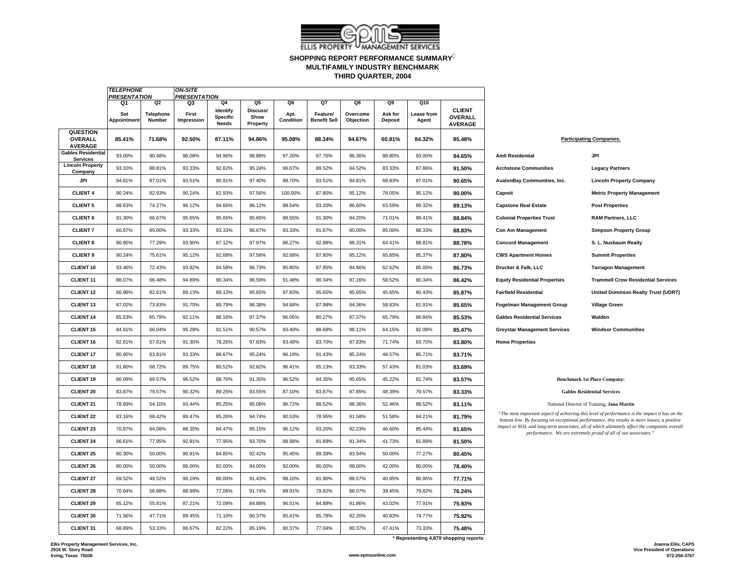# SHOPPING REPORT PERFORMANCE SUMMARY
## MULTIFAMILY INDUSTRY BENCHMARK
### THIRD QUARTER, 2004

| | *TELEPHONE PRESENTATION* | | *ON-SITE PRESENTATION* | | | | | | | | |
|---|---|---|---|---|---|---|---|---|---|---|---|
| | Q1 | Q2 | Q3 | Q4 | Q5 | Q6 | Q7 | Q8 | Q9 | Q10 | |
| | Set Appointment | Telephone Number | First Impression | Identify Specific Needs | Discuss/ Show Property | Apt. Condition | Feature/ Benefit Sell | Overcome Objection | Ask for Deposit | Lease from Agent | CLIENT OVERALL AVERAGE |
| **QUESTION OVERALL AVERAGE** | **85.41%** | **71.68%** | **92.50%** | **87.11%** | **94.86%** | **95.08%** | **88.34%** | **94.67%** | **60.81%** | **84.32%** | **85.48%** |
| **Gables Residential Services** | 93.00% | 90.48% | 96.08% | 94.96% | 98.88% | 97.20% | 97.76% | 96.36% | 88.80% | 93.00% | **94.65%** |
| **Lincoln Property Company** | 93.10% | 88.81% | 93.33% | 92.62% | 95.24% | 96.67% | 89.52% | 94.52% | 83.33% | 87.86% | **91.50%** |
| **JPI** | 94.81% | 87.01% | 93.51% | 90.91% | 97.40% | 98.70% | 93.51% | 94.81% | 68.83% | 87.01% | **90.65%** |
| **CLIENT 4** | 90.24% | 82.93% | 90.24% | 82.93% | 97.56% | 100.00% | 87.80% | 95.12% | 78.05% | 95.12% | **90.00%** |
| **CLIENT 5** | 88.83% | 74.27% | 96.12% | 94.66% | 96.12% | 98.54% | 93.20% | 96.60% | 63.59% | 89.32% | **89.13%** |
| **CLIENT 6** | 91.30% | 66.67% | 95.65% | 95.65% | 95.65% | 98.55% | 91.30% | 94.20% | 71.01% | 88.41% | **88.84%** |
| **CLIENT 7** | 66.67% | 85.00% | 93.33% | 93.33% | 96.67% | 93.33% | 91.67% | 95.00% | 85.00% | 88.33% | **88.83%** |
| **CLIENT 8** | 90.85% | 77.29% | 93.90% | 87.12% | 97.97% | 96.27% | 92.88% | 98.31% | 64.41% | 88.81% | **88.78%** |
| **CLIENT 9** | 90.24% | 75.61% | 95.12% | 92.68% | 97.56% | 92.68% | 87.80% | 95.12% | 65.85% | 85.37% | **87.80%** |
| **CLIENT 10** | 93.46% | 72.43% | 93.92% | 84.58% | 96.73% | 95.80% | 87.85% | 94.86% | 62.62% | 85.05% | **86.73%** |
| **CLIENT 11** | 88.07% | 66.48% | 94.89% | 90.34% | 96.59% | 91.48% | 90.34% | 97.16% | 58.52% | 90.34% | **86.42%** |
| **CLIENT 12** | 86.96% | 82.61% | 89.13% | 89.13% | 95.65% | 97.83% | 95.65% | 95.65% | 45.65% | 80.43% | **85.87%** |
| **CLIENT 13** | 87.02% | 73.83% | 91.70% | 89.79% | 96.38% | 94.68% | 87.98% | 94.36% | 58.83% | 81.91% | **85.65%** |
| **CLIENT 14** | 85.53% | 65.79% | 92.11% | 88.16% | 97.37% | 96.05% | 80.27% | 97.37% | 65.79% | 86.84% | **85.53%** |
| **CLIENT 15** | 84.91% | 66.04% | 95.28% | 91.51% | 90.57% | 93.40% | 88.68% | 98.11% | 64.15% | 82.08% | **85.47%** |
| **CLIENT 16** | 82.61% | 57.61% | 91.30% | 78.26% | 97.83% | 93.48% | 83.70% | 97.83% | 71.74% | 83.70% | **83.80%** |
| **CLIENT 17** | 80.95% | 63.81% | 93.33% | 86.67% | 95.24% | 96.19% | 91.43% | 95.24% | 48.57% | 85.71% | **83.71%** |
| **CLIENT 18** | 91.80% | 68.72% | 89.75% | 80.52% | 92.82% | 96.41% | 85.13% | 93.33% | 57.43% | 81.03% | **83.69%** |
| **CLIENT 19** | 86.09% | 69.57% | 96.52% | 88.70% | 91.30% | 96.52% | 84.35% | 95.65% | 45.22% | 81.74% | **83.57%** |
| **CLIENT 20** | 83.87% | 79.57% | 90.32% | 89.25% | 93.55% | 87.10% | 83.87% | 97.85% | 48.39% | 79.57% | **83.33%** |
| **CLIENT 21** | 78.69% | 54.10% | 93.44% | 85.25% | 95.08% | 96.72% | 88.52% | 98.36% | 52.46% | 88.52% | **83.11%** |
| **CLIENT 22** | 83.16% | 68.42% | 89.47% | 85.26% | 94.74% | 90.53% | 78.95% | 91.58% | 51.58% | 84.21% | **81.79%** |
| **CLIENT 23** | 70.87% | 64.08% | 88.35% | 84.47% | 95.15% | 96.12% | 93.20% | 92.23% | 46.60% | 85.44% | **81.65%** |
| **CLIENT 24** | 86.61% | 77.95% | 92.91% | 77.95% | 93.70% | 88.98% | 81.89% | 91.34% | 41.73% | 81.89% | **81.50%** |
| **CLIENT 25** | 80.30% | 50.00% | 90.91% | 84.85% | 92.42% | 95.45% | 89.39% | 93.94% | 50.00% | 77.27% | **80.45%** |
| **CLIENT 26** | 80.00% | 50.00% | 86.00% | 82.00% | 84.00% | 92.00% | 90.00% | 98.00% | 42.00% | 80.00% | **78.40%** |
| **CLIENT 27** | 69.52% | 49.52% | 96.19% | 80.00% | 91.43% | 98.10% | 81.90% | 88.57% | 40.95% | 80.95% | **77.71%** |
| **CLIENT 28** | 70.64% | 56.88% | 88.99% | 77.06% | 91.74% | 89.91% | 79.82% | 88.07% | 39.45% | 79.82% | **76.24%** |
| **CLIENT 29** | 65.12% | 55.81% | 87.21% | 72.09% | 84.88% | 96.51% | 84.88% | 91.86% | 43.02% | 77.91% | **75.93%** |
| **CLIENT 30** | 71.56% | 47.71% | 89.45% | 71.10% | 90.37% | 95.41% | 85.78% | 92.20% | 40.83% | 74.77% | **75.92%** |
| **CLIENT 31** | 68.89% | 53.33% | 86.67% | 82.22% | 85.19% | 90.37% | 77.04% | 90.37% | 47.41% | 73.33% | **75.48%** |

**\* Representing 4,879 shopping reports**

**Participating Companies:**

| | |
|---|---|
| **Amli Residential** | **JPI** |
| **Archstone Communities** | **Legacy Partners** |
| **AvalonBay Communities, Inc.** | **Lincoln Property Company** |
| **Capreit** | **Metric Property Management** |
| **Capstone Real Estate** | **Post Properties** |
| **Colonial Properties Trust** | **RAM Partners, LLC** |
| **Con Am Management** | **Simpson Property Group** |
| **Concord Management** | **S. L. Nusbaum Realty** |
| **CWS Apartment Homes** | **Summit Properties** |
| **Drucker & Falk, LLC** | **Tarragon Management** |
| **Equity Residential Properties** | **Trammell Crow Residential Services** |
| **Fairfield Residential** | **United Dominion Realty Trust (UDRT)** |
| **Fogelman Management Group** | **Village Green** |
| **Gables Residential Services** | **Walden** |
| **Greystar Management Services** | **Windsor Communities** |
| **Home Properties** | |

**Benchmark 1st Place Company:**

**Gables Residential Services**

National Director of Training, **Jana Martin**

*"The most important aspect of achieving this level of performance is the impact it has on the bottom line. By focusing on exceptional performance, this results in more leases, a positive impact to NOI, and long-term associates, all of which ultimately affect the companies overall performance. We are extremely proud of all of our associates."*

**Ellis Property Management Services, Inc.**
**2916 W. Story Road**
**Irving, Texas 75038**

**www.epmsonline.com**

**Joanna Ellis, CAPS**
**Vice President of Operations**
**972-256-3767**